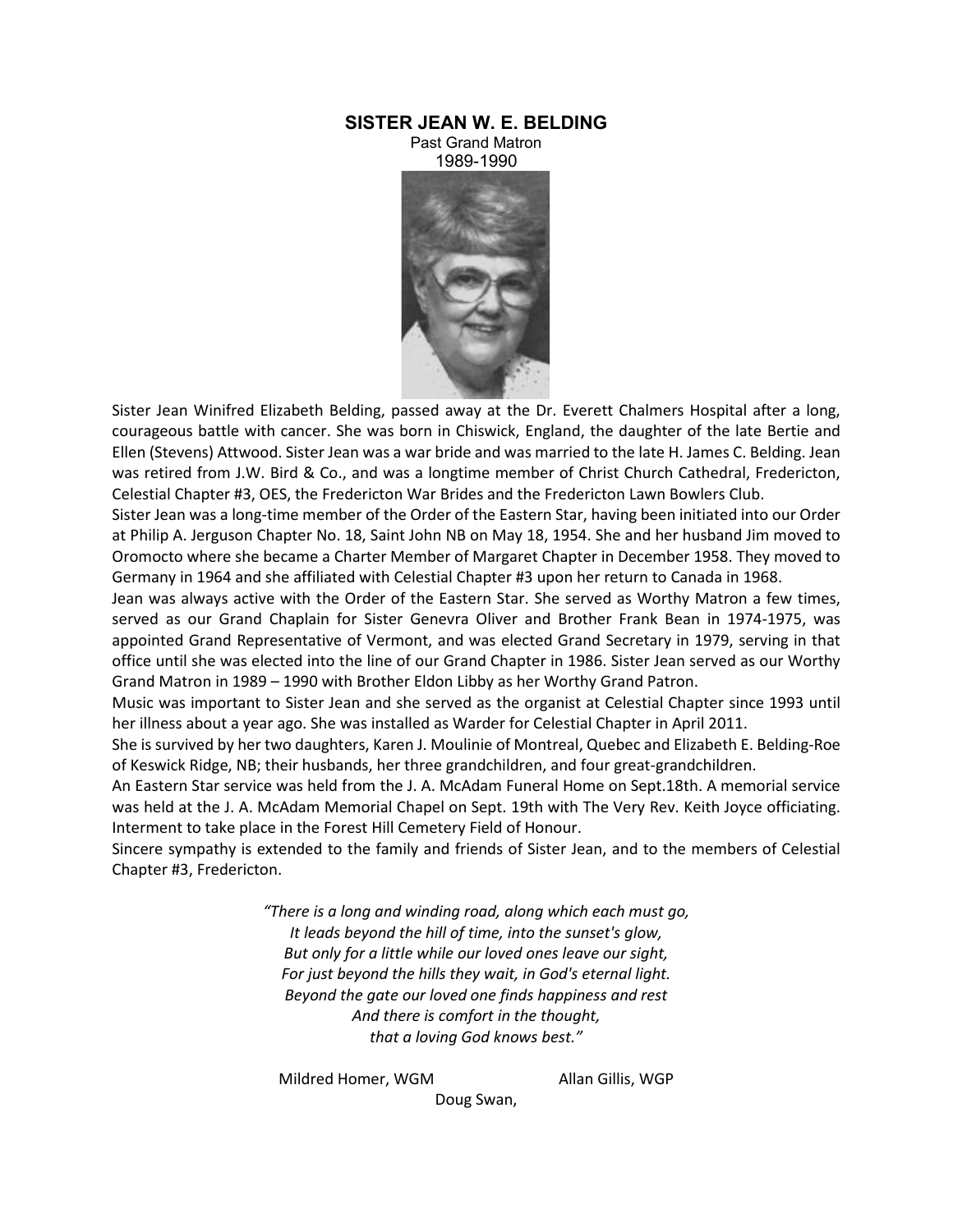# SISTER JEAN W. E. BELDING

Past Grand Matron
1989-1990

Sister Jean Winifred Elizabeth Belding, passed away at the Dr. Everett Chalmers Hospital after a long, courageous battle with cancer. She was born in Chiswick, England, the daughter of the late Bertie and Ellen (Stevens) Attwood. Sister Jean was a war bride and was married to the late H. James C. Belding. Jean was retired from J.W. Bird & Co., and was a longtime member of Christ Church Cathedral, Fredericton, Celestial Chapter #3, OES, the Fredericton War Brides and the Fredericton Lawn Bowlers Club.

Sister Jean was a long-time member of the Order of the Eastern Star, having been initiated into our Order at Philip A. Jerguson Chapter No. 18, Saint John NB on May 18, 1954. She and her husband Jim moved to Oromocto where she became a Charter Member of Margaret Chapter in December 1958. They moved to Germany in 1964 and she affiliated with Celestial Chapter #3 upon her return to Canada in 1968.

Jean was always active with the Order of the Eastern Star. She served as Worthy Matron a few times, served as our Grand Chaplain for Sister Genevra Oliver and Brother Frank Bean in 1974-1975, was appointed Grand Representative of Vermont, and was elected Grand Secretary in 1979, serving in that office until she was elected into the line of our Grand Chapter in 1986. Sister Jean served as our Worthy Grand Matron in 1989 – 1990 with Brother Eldon Libby as her Worthy Grand Patron.

Music was important to Sister Jean and she served as the organist at Celestial Chapter since 1993 until her illness about a year ago. She was installed as Warder for Celestial Chapter in April 2011.

She is survived by her two daughters, Karen J. Moulinie of Montreal, Quebec and Elizabeth E. Belding-Roe of Keswick Ridge, NB; their husbands, her three grandchildren, and four great-grandchildren.

An Eastern Star service was held from the J. A. McAdam Funeral Home on Sept.18th. A memorial service was held at the J. A. McAdam Memorial Chapel on Sept. 19th with The Very Rev. Keith Joyce officiating. Interment to take place in the Forest Hill Cemetery Field of Honour.

Sincere sympathy is extended to the family and friends of Sister Jean, and to the members of Celestial Chapter #3, Fredericton.

*"There is a long and winding road, along which each must go,*
*It leads beyond the hill of time, into the sunset's glow,*
*But only for a little while our loved ones leave our sight,*
*For just beyond the hills they wait, in God's eternal light.*
*Beyond the gate our loved one finds happiness and rest*
*And there is comfort in the thought,*
*that a loving God knows best."*

Mildred Homer, WGM          Allan Gillis, WGP

Doug Swan,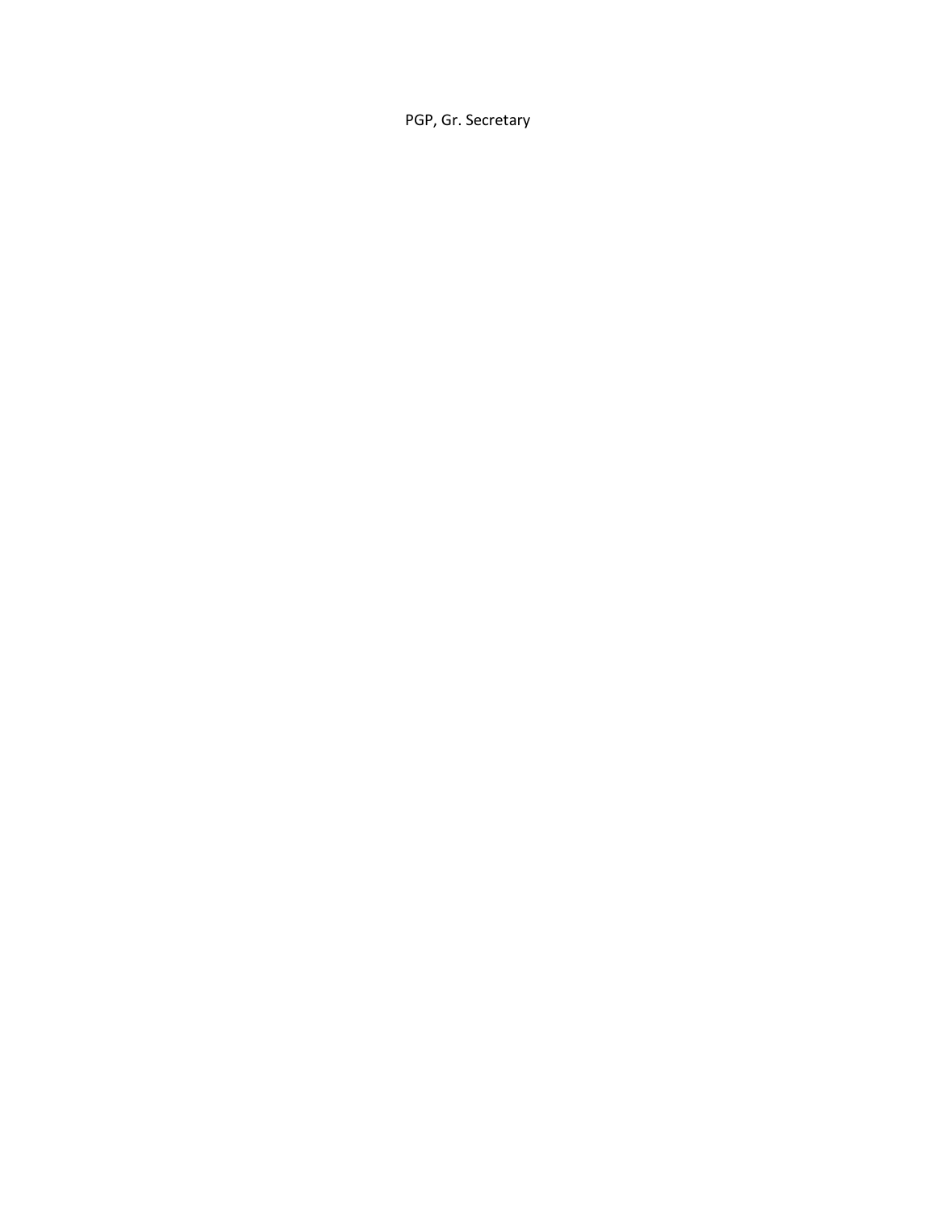PGP, Gr. Secretary